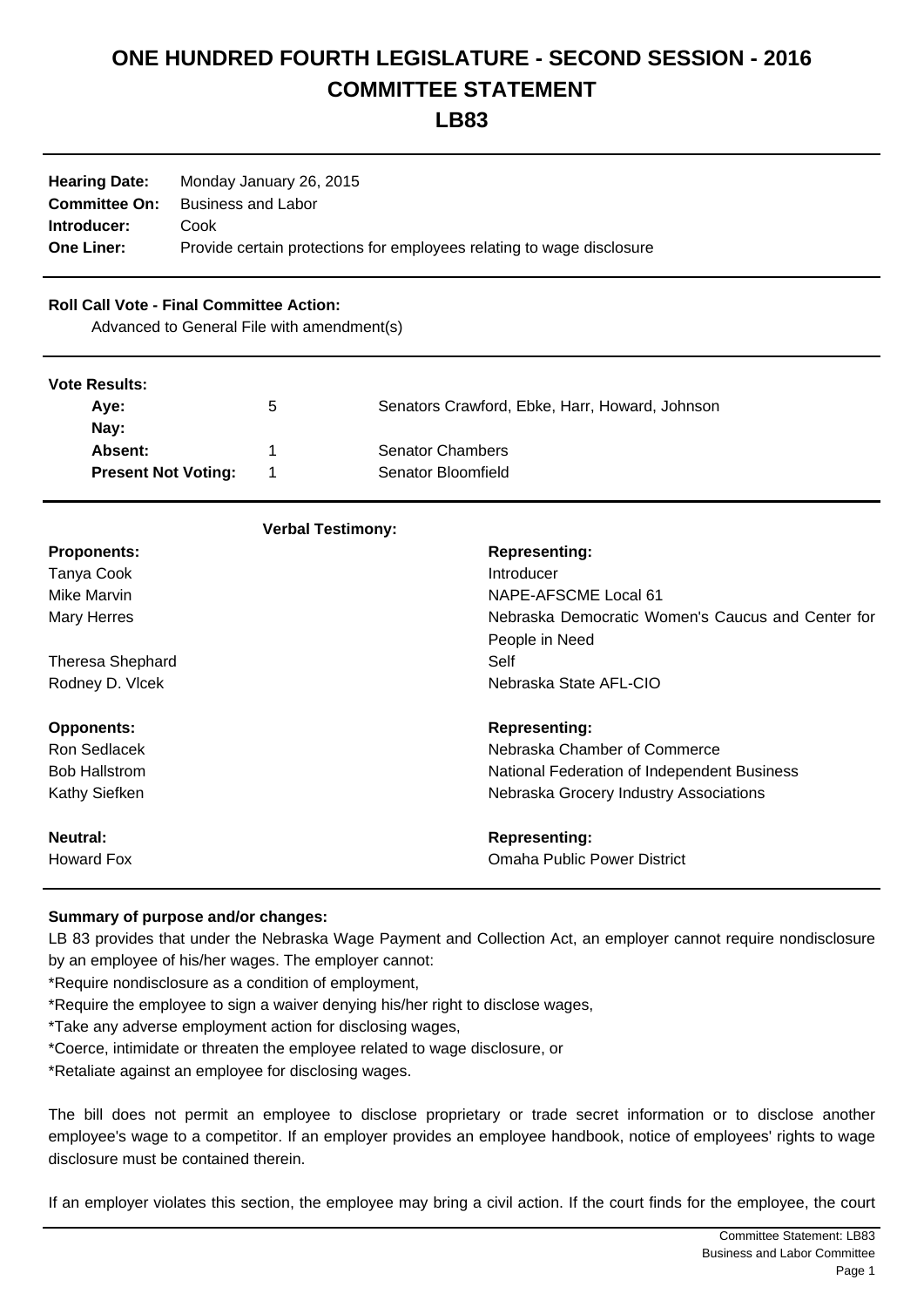# ONE HUNDRED FOURTH LEGISLATURE - SECOND SESSION - 2016
# COMMITTEE STATEMENT
# LB83

| | |
|---|---|
| **Hearing Date:** | Monday January 26, 2015 |
| **Committee On:** | Business and Labor |
| **Introducer:** | Cook |
| **One Liner:** | Provide certain protections for employees relating to wage disclosure |

**Roll Call Vote - Final Committee Action:**

Advanced to General File with amendment(s)

**Vote Results:**

| | | |
|---|---|---|
| **Aye:** | 5 | Senators Crawford, Ebke, Harr, Howard, Johnson |
| **Nay:** | | |
| **Absent:** | 1 | Senator Chambers |
| **Present Not Voting:** | 1 | Senator Bloomfield |

**Verbal Testimony:**

| **Proponents:** | **Representing:** |
|---|---|
| Tanya Cook | Introducer |
| Mike Marvin | NAPE-AFSCME Local 61 |
| Mary Herres | Nebraska Democratic Women's Caucus and Center for People in Need |
| Theresa Shephard | Self |
| Rodney D. Vlcek | Nebraska State AFL-CIO |

| **Opponents:** | **Representing:** |
|---|---|
| Ron Sedlacek | Nebraska Chamber of Commerce |
| Bob Hallstrom | National Federation of Independent Business |
| Kathy Siefken | Nebraska Grocery Industry Associations |

| **Neutral:** | **Representing:** |
|---|---|
| Howard Fox | Omaha Public Power District |

**Summary of purpose and/or changes:**

LB 83 provides that under the Nebraska Wage Payment and Collection Act, an employer cannot require nondisclosure by an employee of his/her wages. The employer cannot:

*Require nondisclosure as a condition of employment,

*Require the employee to sign a waiver denying his/her right to disclose wages,

*Take any adverse employment action for disclosing wages,

*Coerce, intimidate or threaten the employee related to wage disclosure, or

*Retaliate against an employee for disclosing wages.

The bill does not permit an employee to disclose proprietary or trade secret information or to disclose another employee's wage to a competitor. If an employer provides an employee handbook, notice of employees' rights to wage disclosure must be contained therein.

If an employer violates this section, the employee may bring a civil action. If the court finds for the employee, the court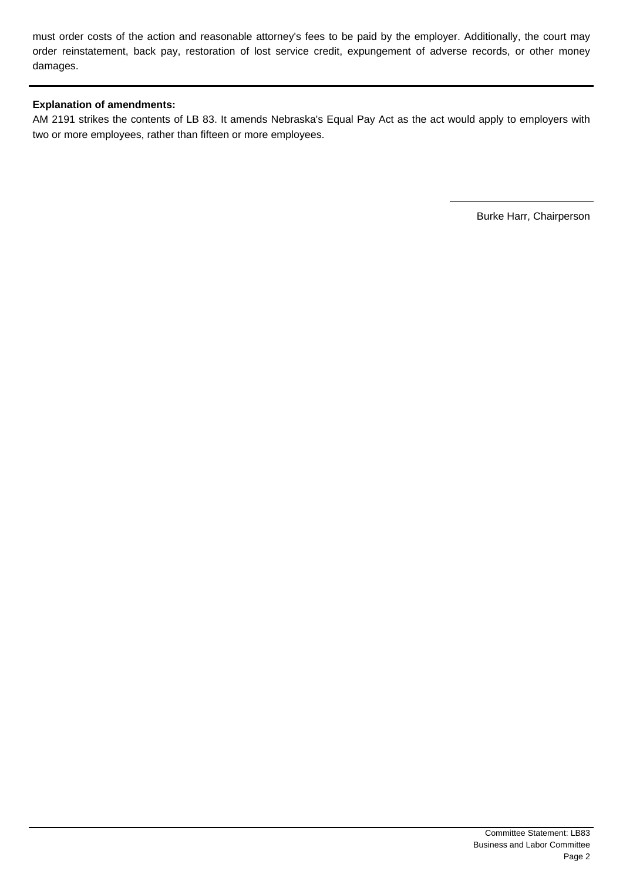must order costs of the action and reasonable attorney's fees to be paid by the employer. Additionally, the court may order reinstatement, back pay, restoration of lost service credit, expungement of adverse records, or other money damages.

---

**Explanation of amendments:**

AM 2191 strikes the contents of LB 83. It amends Nebraska's Equal Pay Act as the act would apply to employers with two or more employees, rather than fifteen or more employees.

Burke Harr, Chairperson